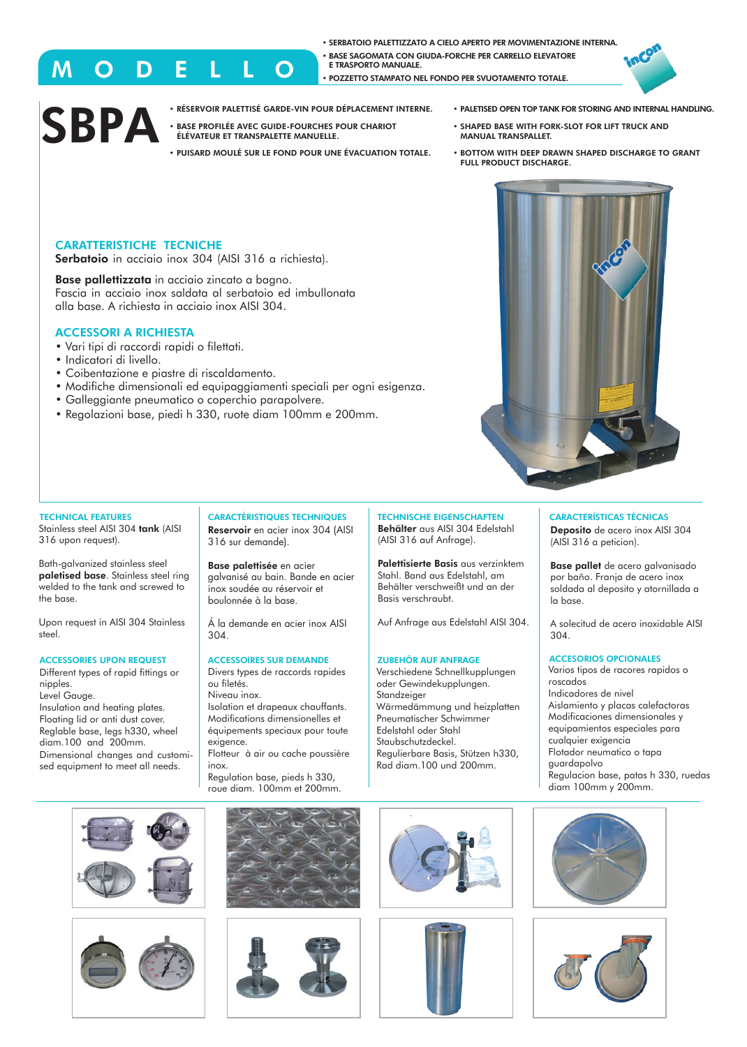# MODELLO SBPA

- SERBATOIO PALETTIZZATO A CIELO APERTO PER MOVIMENTAZIONE INTERNA.
- BASE SAGOMATA CON GIUDA-FORCHE PER CARRELLO ELEVATORE E TRASPORTO MANUALE.
- POZZETTO STAMPATO NEL FONDO PER SVUOTAMENTO TOTALE.

- RÉSERVOIR PALETTISÉ GARDE-VIN POUR DÉPLACEMENT INTERNE.
- BASE PROFILÉE AVEC GUIDE-FOURCHES POUR CHARIOT ÉLÉVATEUR ET TRANSPALETTE MANUELLE.
- PUISARD MOULÉ SUR LE FOND POUR UNE ÉVACUATION TOTALE.

- PALETISED OPEN TOP TANK FOR STORING AND INTERNAL HANDLING.
- SHAPED BASE WITH FORK-SLOT FOR LIFT TRUCK AND MANUAL TRANSPALLET.
- BOTTOM WITH DEEP DRAWN SHAPED DISCHARGE TO GRANT FULL PRODUCT DISCHARGE.

## CARATTERISTICHE TECNICHE

**Serbatoio** in acciaio inox 304 (AISI 316 a richiesta).

**Base pallettizzata** in acciaio zincato a bagno.
Fascia in acciaio inox saldata al serbatoio ed imbullonata alla base. A richiesta in acciaio inox AISI 304.

## ACCESSORI A RICHIESTA

- Vari tipi di raccordi rapidi o filettati.
- Indicatori di livello.
- Coibentazione e piastre di riscaldamento.
- Modifiche dimensionali ed equipaggiamenti speciali per ogni esigenza.
- Galleggiante pneumatico o coperchio parapolvere.
- Regolazioni base, piedi h 330, ruote diam 100mm e 200mm.

## TECHNICAL FEATURES

Stainless steel AISI 304 **tank** (AISI 316 upon request).

Bath-galvanized stainless steel **paletised base**. Stainless steel ring welded to the tank and screwed to the base.

Upon request in AISI 304 Stainless steel.

## ACCESSORIES UPON REQUEST

Different types of rapid fittings or nipples.
Level Gauge.
Insulation and heating plates.
Floating lid or anti dust cover.
Reglable base, legs h330, wheel diam.100 and 200mm.
Dimensional changes and customised equipment to meet all needs.

## CARACTÉRISTIQUES TECHNIQUES

**Reservoir** en acier inox 304 (AISI 316 sur demande).

**Base palettisée** en acier galvanisé au bain. Bande en acier inox soudée au réservoir et boulonnée à la base.

Á la demande en acier inox AISI 304.

## ACCESSOIRES SUR DEMANDE

Divers types de raccords rapides ou filetés.
Niveau inox.
Isolation et drapeaux chauffants.
Modifications dimensionelles et équipements speciaux pour toute exigence.
Flotteur à air ou cache poussière inox.
Regulation base, pieds h 330, roue diam. 100mm et 200mm.

## TECHNISCHE EIGENSCHAFTEN

**Behälter** aus AISI 304 Edelstahl (AISI 316 auf Anfrage).

**Palettisierte Basis** aus verzinktem Stahl. Band aus Edelstahl, am Behälter verschweißt und an der Basis verschraubt.

Auf Anfrage aus Edelstahl AISI 304.

## ZUBEHÖR AUF ANFRAGE

Verschiedene Schnellkupplungen oder Gewindekupplungen.
Standzeiger
Wärmedämmung und heizplatten
Pneumatischer Schwimmer
Edelstahl oder Stahl
Staubschutzdeckel.
Regulierbare Basis, Stützen h330, Rad diam.100 und 200mm.

## CARACTERÍSTICAS TÉCNICAS

**Deposito** de acero inox AISI 304 (AISI 316 a peticion).

**Base pallet** de acero galvanisado por baño. Franja de acero inox soldada al deposito y atornillada a la base.

A solecitud de acero inoxidable AISI 304.

## ACCESORIOS OPCIONALES

Varios tipos de racores rapidos o roscados
Indicadores de nivel
Aislamiento y placas calefactoras
Modificaciones dimensionales y equipamientos especiales para cualquier exigencia
Flotador neumatico o tapa guardapolvo
Regulacion base, patas h 330, ruedas diam 100mm y 200mm.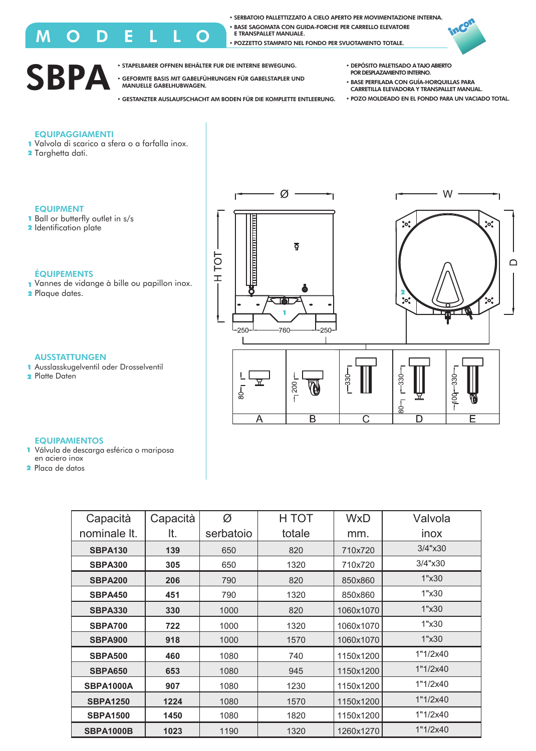# MODELLO SBPA

- SERBATOIO PALLETTIZZATO A CIELO APERTO PER MOVIMENTAZIONE INTERNA.
- BASE SAGOMATA CON GUIDA-FORCHE PER CARRELLO ELEVATORE E TRANSPALLET MANUALE.
- POZZETTO STAMPATO NEL FONDO PER SVUOTAMENTO TOTALE.

- STAPELBARER OFFNEN BEHÄLTER FUR DIE INTERNE BEWEGUNG.
- GEFORMTE BASIS MIT GABELFÜHRUNGEN FÜR GABELSTAPLER UND MANUELLE GABELHUBWAGEN.
- GESTANZTER AUSLAUFSCHACHT AM BODEN FÜR DIE KOMPLETTE ENTLEERUNG.

- DEPÓSITO PALETISADO A TAJO ABIERTO POR DESPLAZAMIENTO INTERNO.
- BASE PERFILADA CON GUÍA-HORQUILLAS PARA CARRETILLA ELEVADORA Y TRANSPALLET MANUAL.
- POZO MOLDEADO EN EL FONDO PARA UN VACIADO TOTAL.

## EQUIPAGGIAMENTI
1. Valvola di scarico a sfera o a farfalla inox.
2. Targhetta dati.

## EQUIPMENT
1. Ball or butterfly outlet in s/s
2. Identification plate

## ÉQUIPEMENTS
1. Vannes de vidange à bille ou papillon inox.
2. Plaque dates.

## AUSSTATTUNGEN
1. Ausslasskugelventil oder Drosselventil
2. Platte Daten

## EQUIPAMIENTOS
1. Válvula de descarga esférica o mariposa en aciero inox
2. Placa de datos

Ø W H TOT D

250 760 250

A B C D E

80 200 330 330 80 330 100

| Capacità nominale lt. | Capacità lt. | Ø serbatoio | H TOT totale | WxD mm. | Valvola inox |
|---|---|---|---|---|---|
| **SBPA130** | **139** | 650 | 820 | 710x720 | 3/4"x30 |
| **SBPA300** | **305** | 650 | 1320 | 710x720 | 3/4"x30 |
| **SBPA200** | **206** | 790 | 820 | 850x860 | 1"x30 |
| **SBPA450** | **451** | 790 | 1320 | 850x860 | 1"x30 |
| **SBPA330** | **330** | 1000 | 820 | 1060x1070 | 1"x30 |
| **SBPA700** | **722** | 1000 | 1320 | 1060x1070 | 1"x30 |
| **SBPA900** | **918** | 1000 | 1570 | 1060x1070 | 1"x30 |
| **SBPA500** | **460** | 1080 | 740 | 1150x1200 | 1"1/2x40 |
| **SBPA650** | **653** | 1080 | 945 | 1150x1200 | 1"1/2x40 |
| **SBPA1000A** | **907** | 1080 | 1230 | 1150x1200 | 1"1/2x40 |
| **SBPA1250** | **1224** | 1080 | 1570 | 1150x1200 | 1"1/2x40 |
| **SBPA1500** | **1450** | 1080 | 1820 | 1150x1200 | 1"1/2x40 |
| **SBPA1000B** | **1023** | 1190 | 1320 | 1260x1270 | 1"1/2x40 |